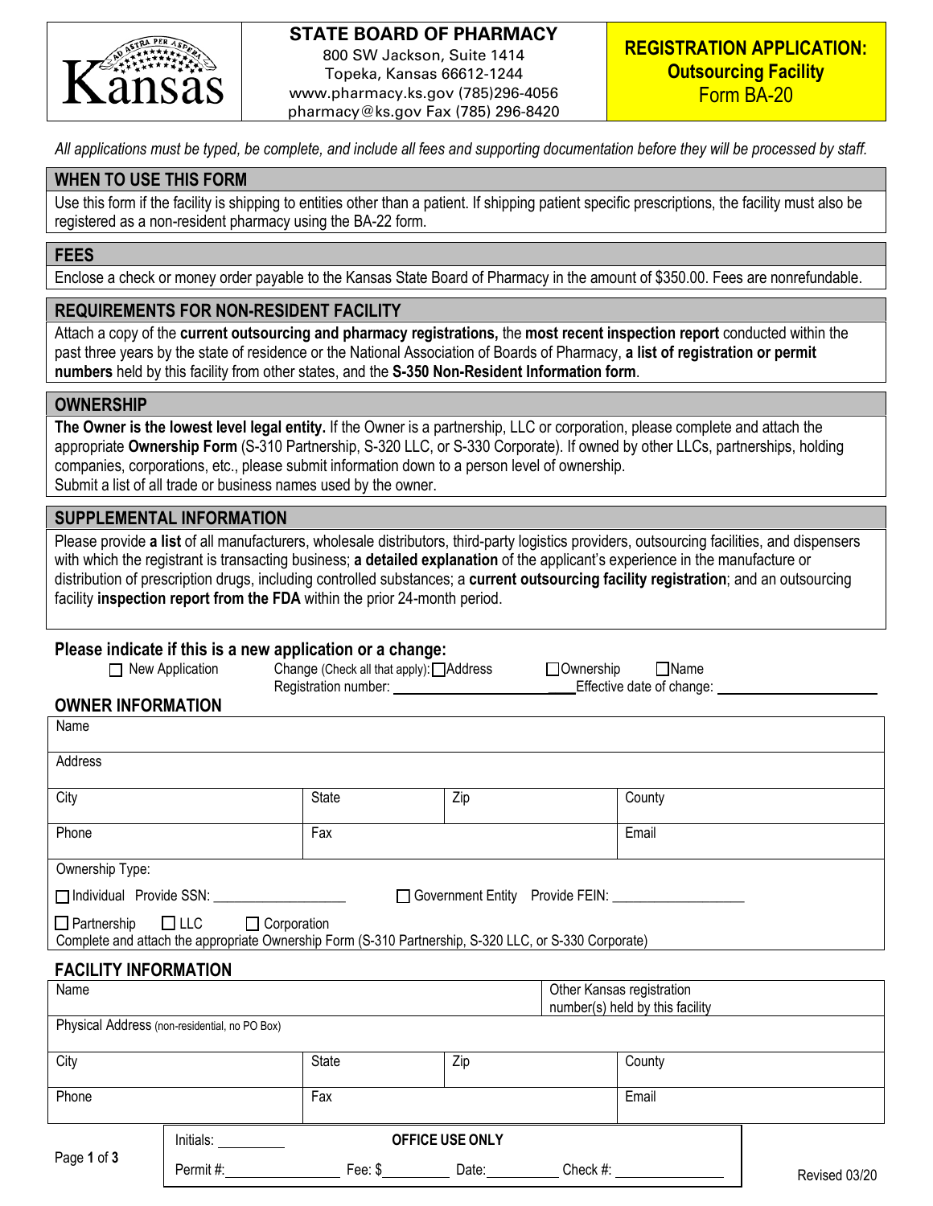Kansas

**STATE BOARD OF PHARMACY**
800 SW Jackson, Suite 1414
Topeka, Kansas 66612-1244
www.pharmacy.ks.gov (785)296-4056
pharmacy@ks.gov Fax (785) 296-8420

# REGISTRATION APPLICATION: Outsourcing Facility
## Form BA-20

*All applications must be typed, be complete, and include all fees and supporting documentation before they will be processed by staff.*

### WHEN TO USE THIS FORM

Use this form if the facility is shipping to entities other than a patient. If shipping patient specific prescriptions, the facility must also be registered as a non-resident pharmacy using the BA-22 form.

### FEES

Enclose a check or money order payable to the Kansas State Board of Pharmacy in the amount of $350.00. Fees are nonrefundable.

### REQUIREMENTS FOR NON-RESIDENT FACILITY

Attach a copy of the **current outsourcing and pharmacy registrations,** the **most recent inspection report** conducted within the past three years by the state of residence or the National Association of Boards of Pharmacy, **a list of registration or permit numbers** held by this facility from other states, and the **S-350 Non-Resident Information form**.

### OWNERSHIP

**The Owner is the lowest level legal entity.** If the Owner is a partnership, LLC or corporation, please complete and attach the appropriate **Ownership Form** (S-310 Partnership, S-320 LLC, or S-330 Corporate). If owned by other LLCs, partnerships, holding companies, corporations, etc., please submit information down to a person level of ownership.
Submit a list of all trade or business names used by the owner.

### SUPPLEMENTAL INFORMATION

Please provide **a list** of all manufacturers, wholesale distributors, third-party logistics providers, outsourcing facilities, and dispensers with which the registrant is transacting business; **a detailed explanation** of the applicant's experience in the manufacture or distribution of prescription drugs, including controlled substances; a **current outsourcing facility registration**; and an outsourcing facility **inspection report from the FDA** within the prior 24-month period.

### Please indicate if this is a new application or a change:

☐ New Application  Change (Check all that apply): ☐ Address ☐ Ownership ☐ Name
Registration number: ____________________ Effective date of change: ____________________

### OWNER INFORMATION

| Name | | | |
|---|---|---|---|
| Address | | | |
| City | State | Zip | County |
| Phone | Fax | | Email |

Ownership Type:

☐ Individual Provide SSN: __________________  ☐ Government Entity Provide FEIN: __________________

☐ Partnership ☐ LLC ☐ Corporation
Complete and attach the appropriate Ownership Form (S-310 Partnership, S-320 LLC, or S-330 Corporate)

### FACILITY INFORMATION

| Name | | | Other Kansas registration number(s) held by this facility |
|---|---|---|---|
| Physical Address (non-residential, no PO Box) | | | |
| City | State | Zip | County |
| Phone | Fax | | Email |

**OFFICE USE ONLY**
Initials: __________
Permit #: ______________ Fee: $__________ Date: __________ Check #: ______________

Revised 03/20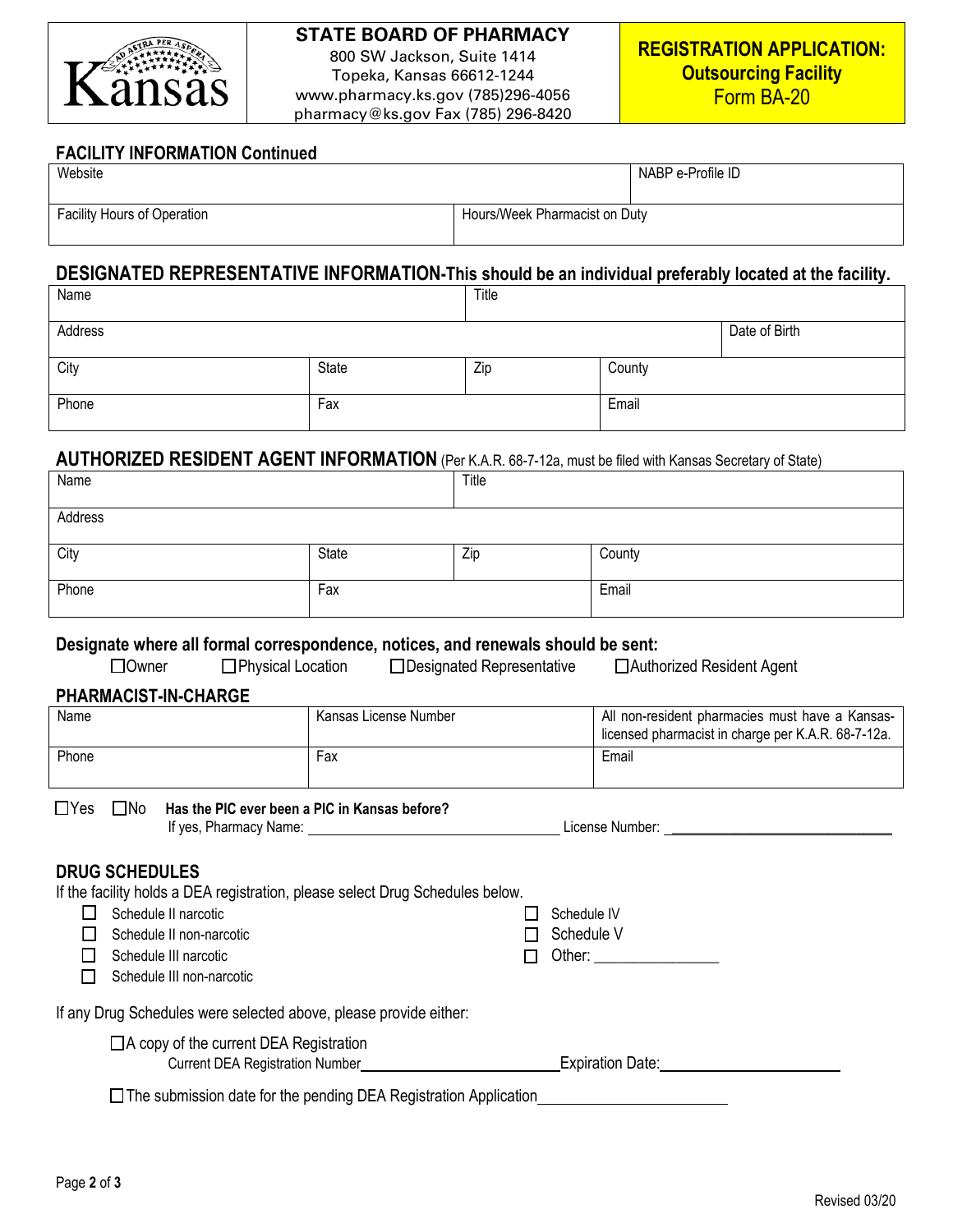# STATE BOARD OF PHARMACY

800 SW Jackson, Suite 1414
Topeka, Kansas 66612-1244
www.pharmacy.ks.gov (785)296-4056
pharmacy@ks.gov Fax (785) 296-8420

**REGISTRATION APPLICATION: Outsourcing Facility**
Form BA-20

## FACILITY INFORMATION Continued

| Website | | NABP e-Profile ID |
|---|---|---|
| Facility Hours of Operation | Hours/Week Pharmacist on Duty | |

## DESIGNATED REPRESENTATIVE INFORMATION-This should be an individual preferably located at the facility.

| Name | | Title | | |
|---|---|---|---|---|
| Address | | | | Date of Birth |
| City | State | Zip | County | |
| Phone | Fax | | Email | |

## AUTHORIZED RESIDENT AGENT INFORMATION (Per K.A.R. 68-7-12a, must be filed with Kansas Secretary of State)

| Name | | Title | |
|---|---|---|---|
| Address | | | |
| City | State | Zip | County |
| Phone | Fax | | Email |

**Designate where all formal correspondence, notices, and renewals should be sent:**

☐Owner ☐Physical Location ☐Designated Representative ☐Authorized Resident Agent

## PHARMACIST-IN-CHARGE

| Name | Kansas License Number | All non-resident pharmacies must have a Kansas-licensed pharmacist in charge per K.A.R. 68-7-12a. |
|---|---|---|
| Phone | Fax | Email |

☐Yes ☐No **Has the PIC ever been a PIC in Kansas before?**
If yes, Pharmacy Name: ______________________ License Number: ______________________

## DRUG SCHEDULES

If the facility holds a DEA registration, please select Drug Schedules below.

- ☐ Schedule II narcotic
- ☐ Schedule II non-narcotic
- ☐ Schedule III narcotic
- ☐ Schedule III non-narcotic
- ☐ Schedule IV
- ☐ Schedule V
- ☐ Other: ________________

If any Drug Schedules were selected above, please provide either:

☐A copy of the current DEA Registration
Current DEA Registration Number______________________ Expiration Date:______________________

☐The submission date for the pending DEA Registration Application______________________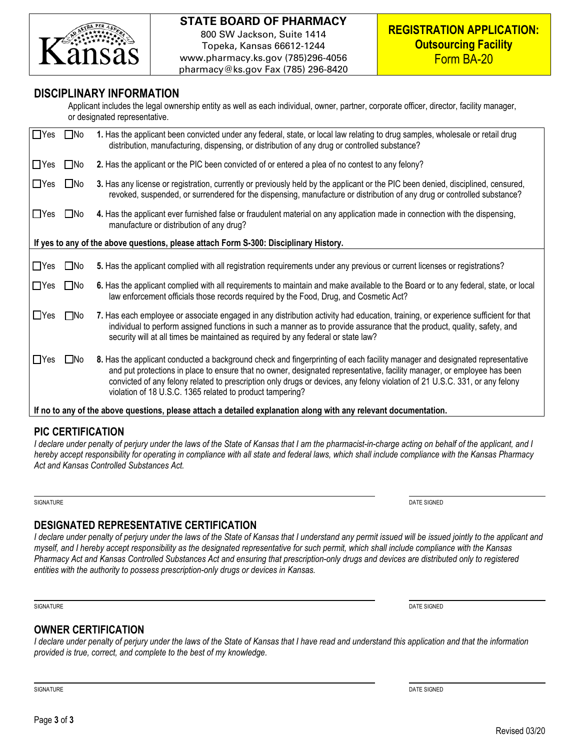STATE BOARD OF PHARMACY
800 SW Jackson, Suite 1414
Topeka, Kansas 66612-1244
www.pharmacy.ks.gov (785)296-4056
pharmacy@ks.gov Fax (785) 296-8420

**REGISTRATION APPLICATION: Outsourcing Facility**
Form BA-20

## DISCIPLINARY INFORMATION

Applicant includes the legal ownership entity as well as each individual, owner, partner, corporate officer, director, facility manager, or designated representative.

☐Yes ☐No **1.** Has the applicant been convicted under any federal, state, or local law relating to drug samples, wholesale or retail drug distribution, manufacturing, dispensing, or distribution of any drug or controlled substance?

☐Yes ☐No **2.** Has the applicant or the PIC been convicted of or entered a plea of no contest to any felony?

☐Yes ☐No **3.** Has any license or registration, currently or previously held by the applicant or the PIC been denied, disciplined, censured, revoked, suspended, or surrendered for the dispensing, manufacture or distribution of any drug or controlled substance?

☐Yes ☐No **4.** Has the applicant ever furnished false or fraudulent material on any application made in connection with the dispensing, manufacture or distribution of any drug?

**If yes to any of the above questions, please attach Form S-300: Disciplinary History.**

☐Yes ☐No **5.** Has the applicant complied with all registration requirements under any previous or current licenses or registrations?

☐Yes ☐No **6.** Has the applicant complied with all requirements to maintain and make available to the Board or to any federal, state, or local law enforcement officials those records required by the Food, Drug, and Cosmetic Act?

☐Yes ☐No **7.** Has each employee or associate engaged in any distribution activity had education, training, or experience sufficient for that individual to perform assigned functions in such a manner as to provide assurance that the product, quality, safety, and security will at all times be maintained as required by any federal or state law?

☐Yes ☐No **8.** Has the applicant conducted a background check and fingerprinting of each facility manager and designated representative and put protections in place to ensure that no owner, designated representative, facility manager, or employee has been convicted of any felony related to prescription only drugs or devices, any felony violation of 21 U.S.C. 331, or any felony violation of 18 U.S.C. 1365 related to product tampering?

**If no to any of the above questions, please attach a detailed explanation along with any relevant documentation.**

## PIC CERTIFICATION

*I declare under penalty of perjury under the laws of the State of Kansas that I am the pharmacist-in-charge acting on behalf of the applicant, and I hereby accept responsibility for operating in compliance with all state and federal laws, which shall include compliance with the Kansas Pharmacy Act and Kansas Controlled Substances Act.*

SIGNATURE ______________________ DATE SIGNED ______________

## DESIGNATED REPRESENTATIVE CERTIFICATION

*I declare under penalty of perjury under the laws of the State of Kansas that I understand any permit issued will be issued jointly to the applicant and myself, and I hereby accept responsibility as the designated representative for such permit, which shall include compliance with the Kansas Pharmacy Act and Kansas Controlled Substances Act and ensuring that prescription-only drugs and devices are distributed only to registered entities with the authority to possess prescription-only drugs or devices in Kansas.*

SIGNATURE ______________________ DATE SIGNED ______________

## OWNER CERTIFICATION

*I declare under penalty of perjury under the laws of the State of Kansas that I have read and understand this application and that the information provided is true, correct, and complete to the best of my knowledge.*

SIGNATURE ______________________ DATE SIGNED ______________

Revised 03/20